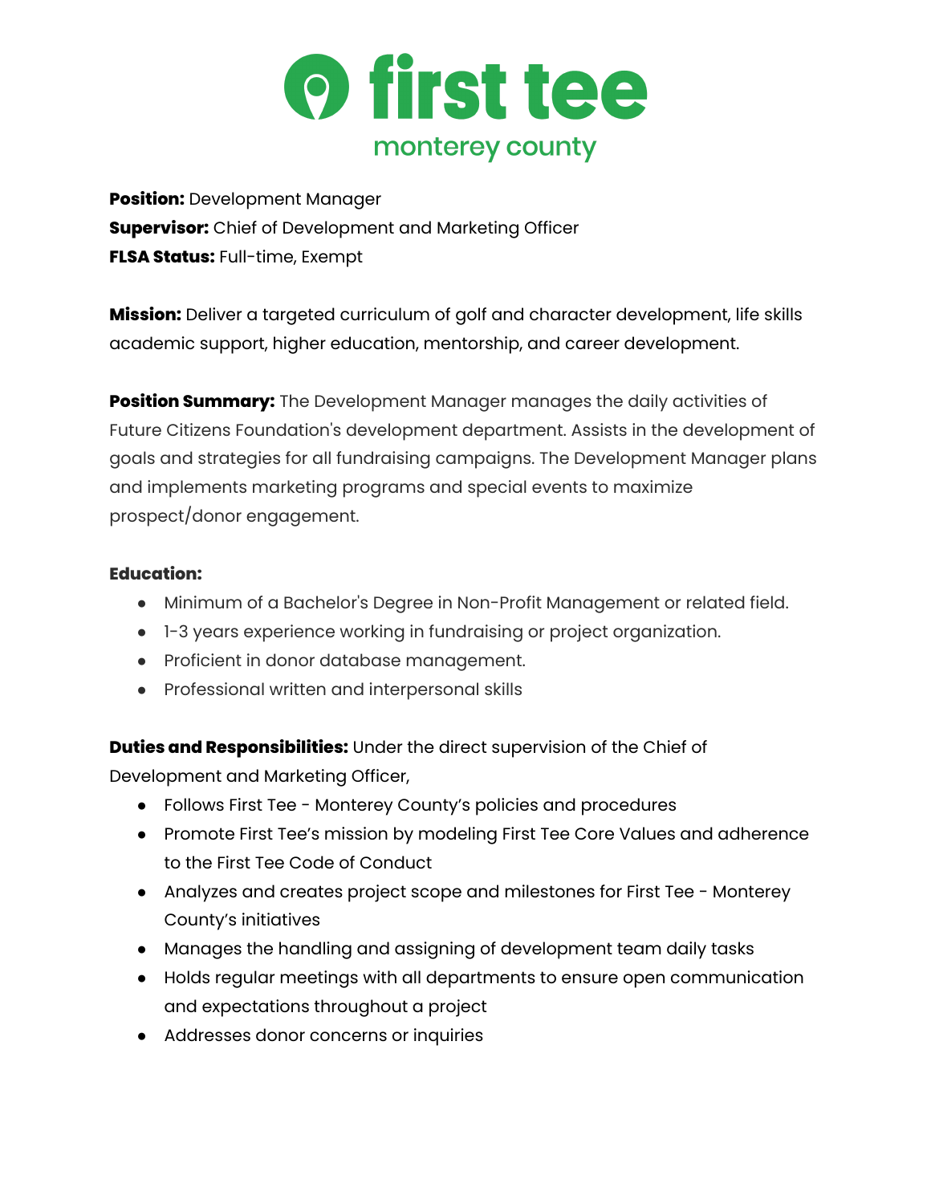# first tee

## monterey county

**Position:** Development Manager
**Supervisor:** Chief of Development and Marketing Officer
**FLSA Status:** Full-time, Exempt

**Mission:** Deliver a targeted curriculum of golf and character development, life skills academic support, higher education, mentorship, and career development.

**Position Summary:** The Development Manager manages the daily activities of Future Citizens Foundation's development department. Assists in the development of goals and strategies for all fundraising campaigns. The Development Manager plans and implements marketing programs and special events to maximize prospect/donor engagement.

**Education:**

- Minimum of a Bachelor's Degree in Non-Profit Management or related field.
- 1-3 years experience working in fundraising or project organization.
- Proficient in donor database management.
- Professional written and interpersonal skills

**Duties and Responsibilities:** Under the direct supervision of the Chief of Development and Marketing Officer,

- Follows First Tee - Monterey County's policies and procedures
- Promote First Tee's mission by modeling First Tee Core Values and adherence to the First Tee Code of Conduct
- Analyzes and creates project scope and milestones for First Tee - Monterey County's initiatives
- Manages the handling and assigning of development team daily tasks
- Holds regular meetings with all departments to ensure open communication and expectations throughout a project
- Addresses donor concerns or inquiries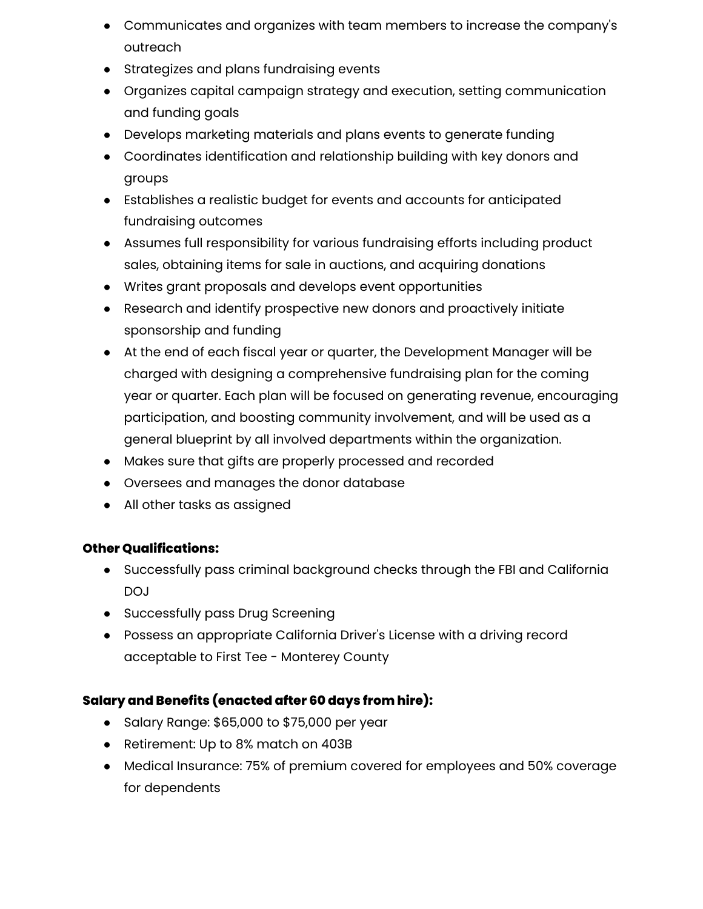- Communicates and organizes with team members to increase the company's outreach
- Strategizes and plans fundraising events
- Organizes capital campaign strategy and execution, setting communication and funding goals
- Develops marketing materials and plans events to generate funding
- Coordinates identification and relationship building with key donors and groups
- Establishes a realistic budget for events and accounts for anticipated fundraising outcomes
- Assumes full responsibility for various fundraising efforts including product sales, obtaining items for sale in auctions, and acquiring donations
- Writes grant proposals and develops event opportunities
- Research and identify prospective new donors and proactively initiate sponsorship and funding
- At the end of each fiscal year or quarter, the Development Manager will be charged with designing a comprehensive fundraising plan for the coming year or quarter. Each plan will be focused on generating revenue, encouraging participation, and boosting community involvement, and will be used as a general blueprint by all involved departments within the organization.
- Makes sure that gifts are properly processed and recorded
- Oversees and manages the donor database
- All other tasks as assigned

**Other Qualifications:**

- Successfully pass criminal background checks through the FBI and California DOJ
- Successfully pass Drug Screening
- Possess an appropriate California Driver's License with a driving record acceptable to First Tee - Monterey County

**Salary and Benefits (enacted after 60 days from hire):**

- Salary Range: $65,000 to $75,000 per year
- Retirement: Up to 8% match on 403B
- Medical Insurance: 75% of premium covered for employees and 50% coverage for dependents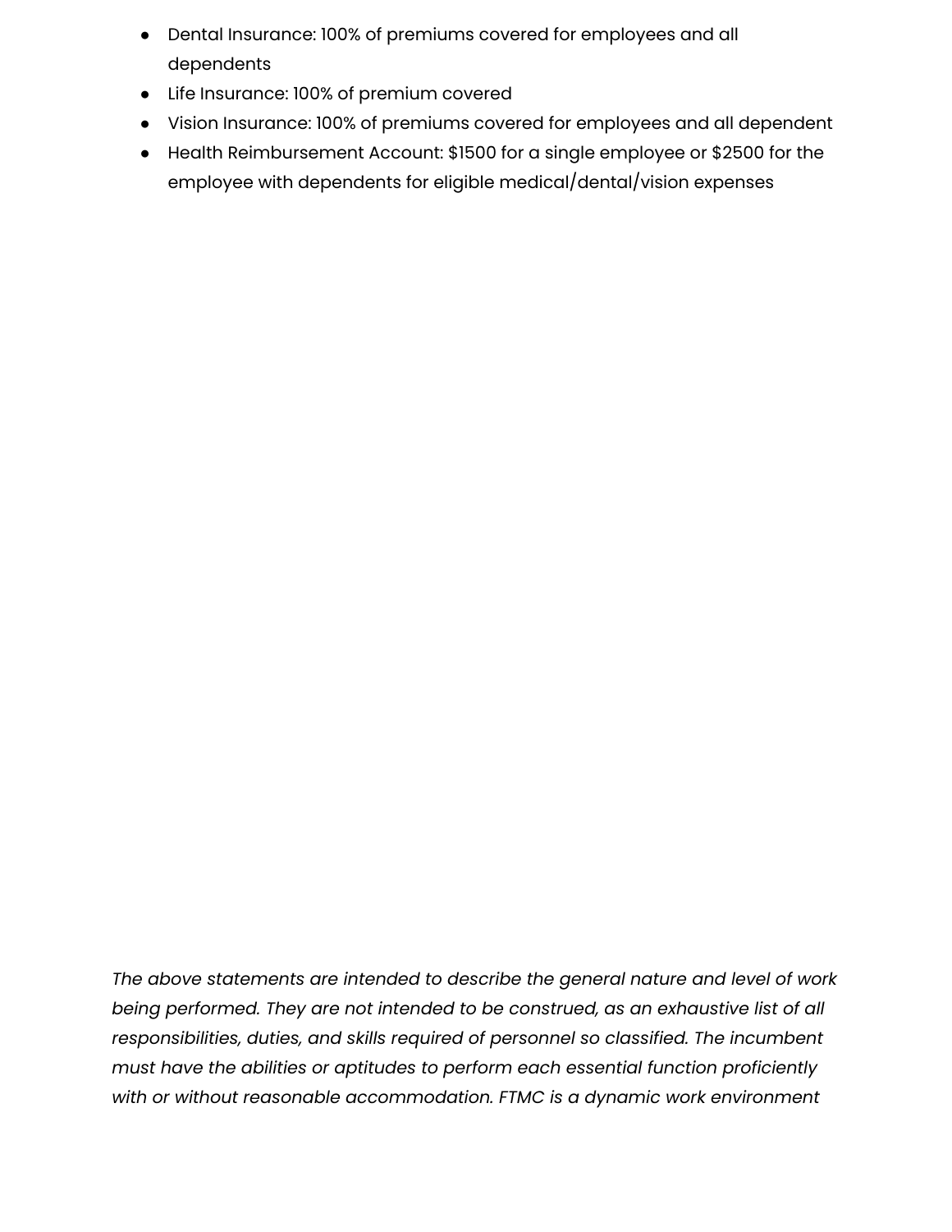- Dental Insurance: 100% of premiums covered for employees and all dependents
- Life Insurance: 100% of premium covered
- Vision Insurance: 100% of premiums covered for employees and all dependent
- Health Reimbursement Account: $1500 for a single employee or $2500 for the employee with dependents for eligible medical/dental/vision expenses

*The above statements are intended to describe the general nature and level of work being performed. They are not intended to be construed, as an exhaustive list of all responsibilities, duties, and skills required of personnel so classified. The incumbent must have the abilities or aptitudes to perform each essential function proficiently with or without reasonable accommodation. FTMC is a dynamic work environment*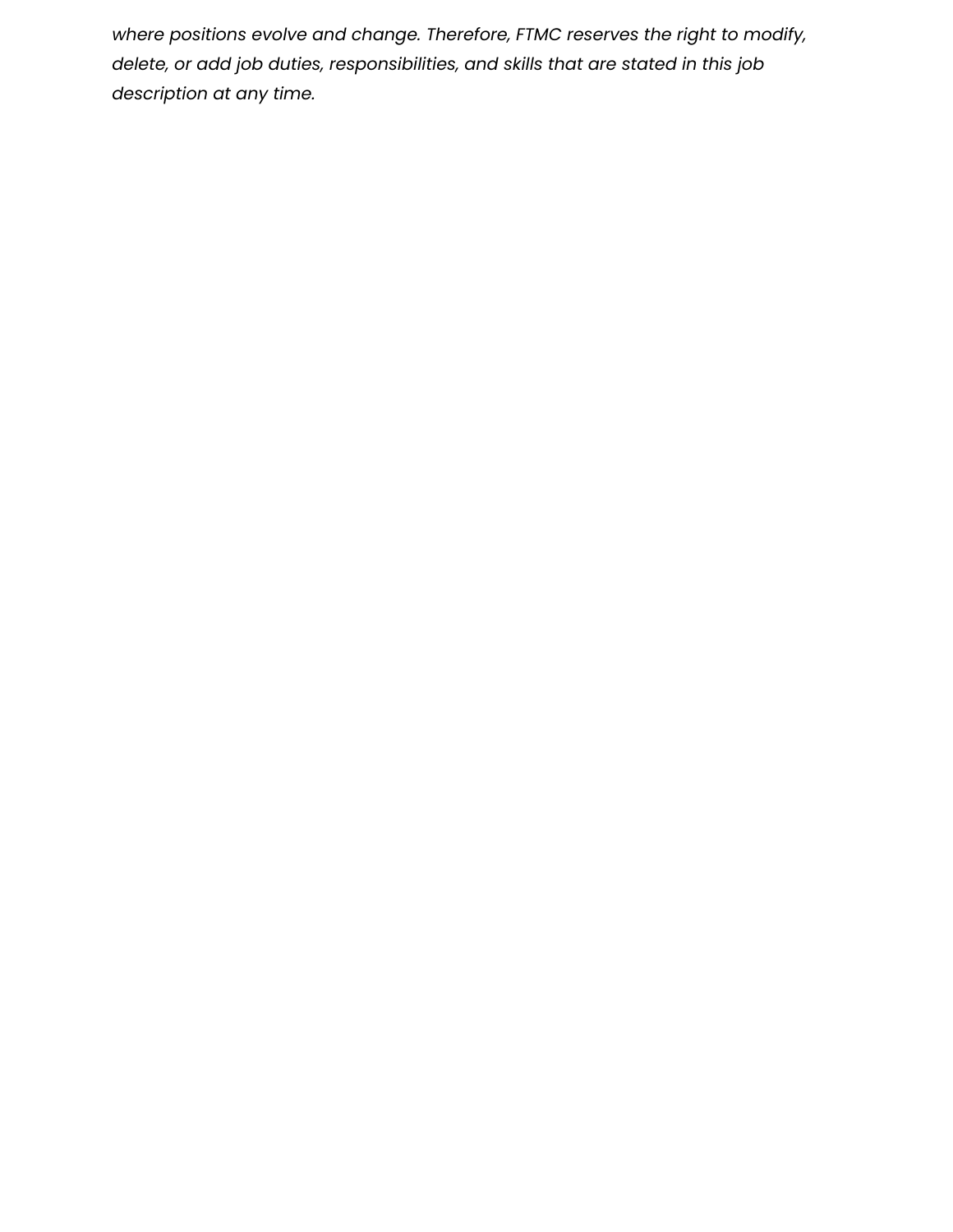*where positions evolve and change. Therefore, FTMC reserves the right to modify, delete, or add job duties, responsibilities, and skills that are stated in this job description at any time.*